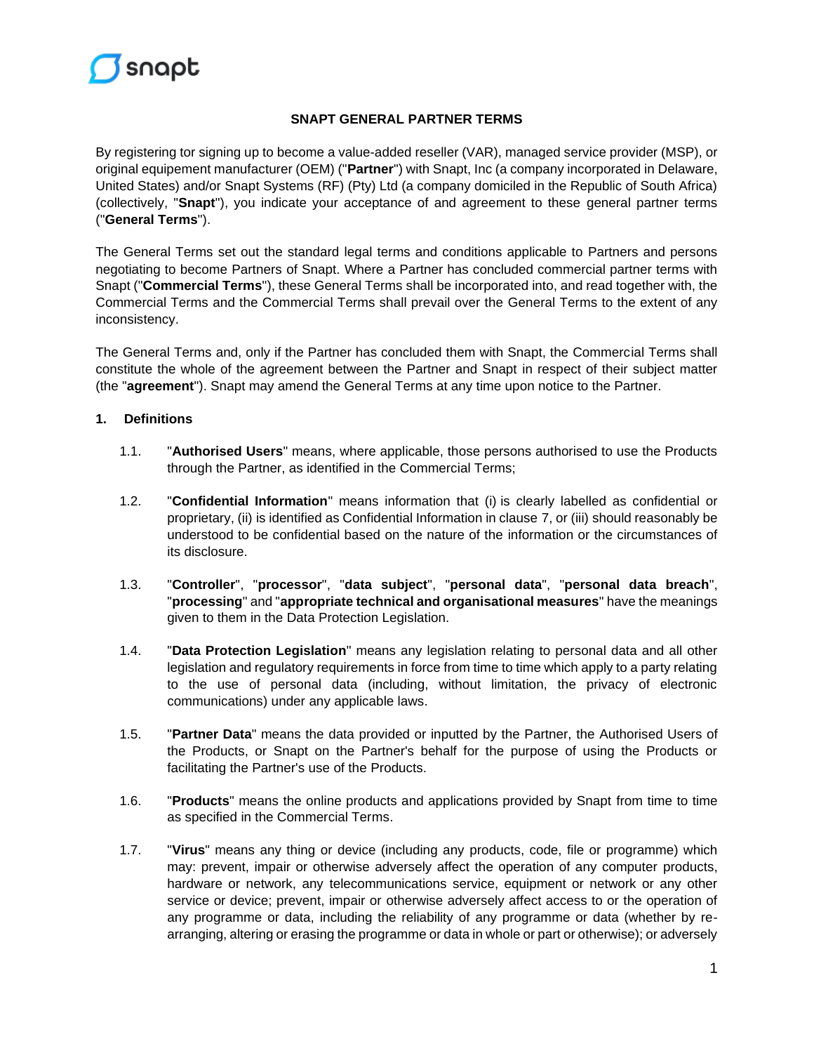**SNAPT GENERAL PARTNER TERMS**

By registering tor signing up to become a value-added reseller (VAR), managed service provider (MSP), or original equipement manufacturer (OEM) ("**Partner**") with Snapt, Inc (a company incorporated in Delaware, United States) and/or Snapt Systems (RF) (Pty) Ltd (a company domiciled in the Republic of South Africa) (collectively, "**Snapt**"), you indicate your acceptance of and agreement to these general partner terms ("**General Terms**").

The General Terms set out the standard legal terms and conditions applicable to Partners and persons negotiating to become Partners of Snapt. Where a Partner has concluded commercial partner terms with Snapt ("**Commercial Terms**"), these General Terms shall be incorporated into, and read together with, the Commercial Terms and the Commercial Terms shall prevail over the General Terms to the extent of any inconsistency.

The General Terms and, only if the Partner has concluded them with Snapt, the Commercial Terms shall constitute the whole of the agreement between the Partner and Snapt in respect of their subject matter (the "**agreement**"). Snapt may amend the General Terms at any time upon notice to the Partner.

## 1. Definitions

1.1. "**Authorised Users**" means, where applicable, those persons authorised to use the Products through the Partner, as identified in the Commercial Terms;

1.2. "**Confidential Information**" means information that (i) is clearly labelled as confidential or proprietary, (ii) is identified as Confidential Information in clause 7, or (iii) should reasonably be understood to be confidential based on the nature of the information or the circumstances of its disclosure.

1.3. "**Controller**", "**processor**", "**data subject**", "**personal data**", "**personal data breach**", "**processing**" and "**appropriate technical and organisational measures**" have the meanings given to them in the Data Protection Legislation.

1.4. "**Data Protection Legislation**" means any legislation relating to personal data and all other legislation and regulatory requirements in force from time to time which apply to a party relating to the use of personal data (including, without limitation, the privacy of electronic communications) under any applicable laws.

1.5. "**Partner Data**" means the data provided or inputted by the Partner, the Authorised Users of the Products, or Snapt on the Partner's behalf for the purpose of using the Products or facilitating the Partner's use of the Products.

1.6. "**Products**" means the online products and applications provided by Snapt from time to time as specified in the Commercial Terms.

1.7. "**Virus**" means any thing or device (including any products, code, file or programme) which may: prevent, impair or otherwise adversely affect the operation of any computer products, hardware or network, any telecommunications service, equipment or network or any other service or device; prevent, impair or otherwise adversely affect access to or the operation of any programme or data, including the reliability of any programme or data (whether by re-arranging, altering or erasing the programme or data in whole or part or otherwise); or adversely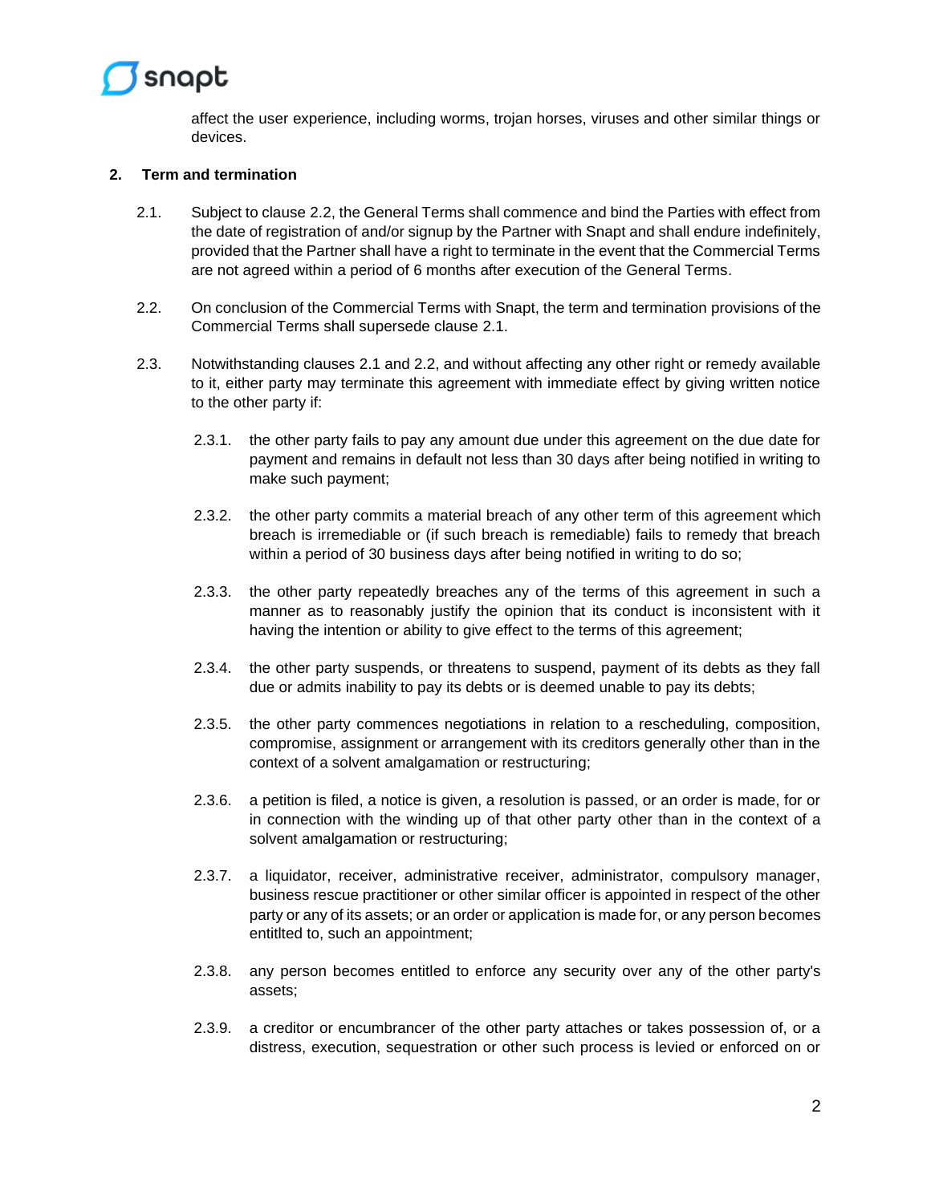affect the user experience, including worms, trojan horses, viruses and other similar things or devices.

**2. Term and termination**

2.1. Subject to clause 2.2, the General Terms shall commence and bind the Parties with effect from the date of registration of and/or signup by the Partner with Snapt and shall endure indefinitely, provided that the Partner shall have a right to terminate in the event that the Commercial Terms are not agreed within a period of 6 months after execution of the General Terms.

2.2. On conclusion of the Commercial Terms with Snapt, the term and termination provisions of the Commercial Terms shall supersede clause 2.1.

2.3. Notwithstanding clauses 2.1 and 2.2, and without affecting any other right or remedy available to it, either party may terminate this agreement with immediate effect by giving written notice to the other party if:

2.3.1. the other party fails to pay any amount due under this agreement on the due date for payment and remains in default not less than 30 days after being notified in writing to make such payment;

2.3.2. the other party commits a material breach of any other term of this agreement which breach is irremediable or (if such breach is remediable) fails to remedy that breach within a period of 30 business days after being notified in writing to do so;

2.3.3. the other party repeatedly breaches any of the terms of this agreement in such a manner as to reasonably justify the opinion that its conduct is inconsistent with it having the intention or ability to give effect to the terms of this agreement;

2.3.4. the other party suspends, or threatens to suspend, payment of its debts as they fall due or admits inability to pay its debts or is deemed unable to pay its debts;

2.3.5. the other party commences negotiations in relation to a rescheduling, composition, compromise, assignment or arrangement with its creditors generally other than in the context of a solvent amalgamation or restructuring;

2.3.6. a petition is filed, a notice is given, a resolution is passed, or an order is made, for or in connection with the winding up of that other party other than in the context of a solvent amalgamation or restructuring;

2.3.7. a liquidator, receiver, administrative receiver, administrator, compulsory manager, business rescue practitioner or other similar officer is appointed in respect of the other party or any of its assets; or an order or application is made for, or any person becomes entitlted to, such an appointment;

2.3.8. any person becomes entitled to enforce any security over any of the other party's assets;

2.3.9. a creditor or encumbrancer of the other party attaches or takes possession of, or a distress, execution, sequestration or other such process is levied or enforced on or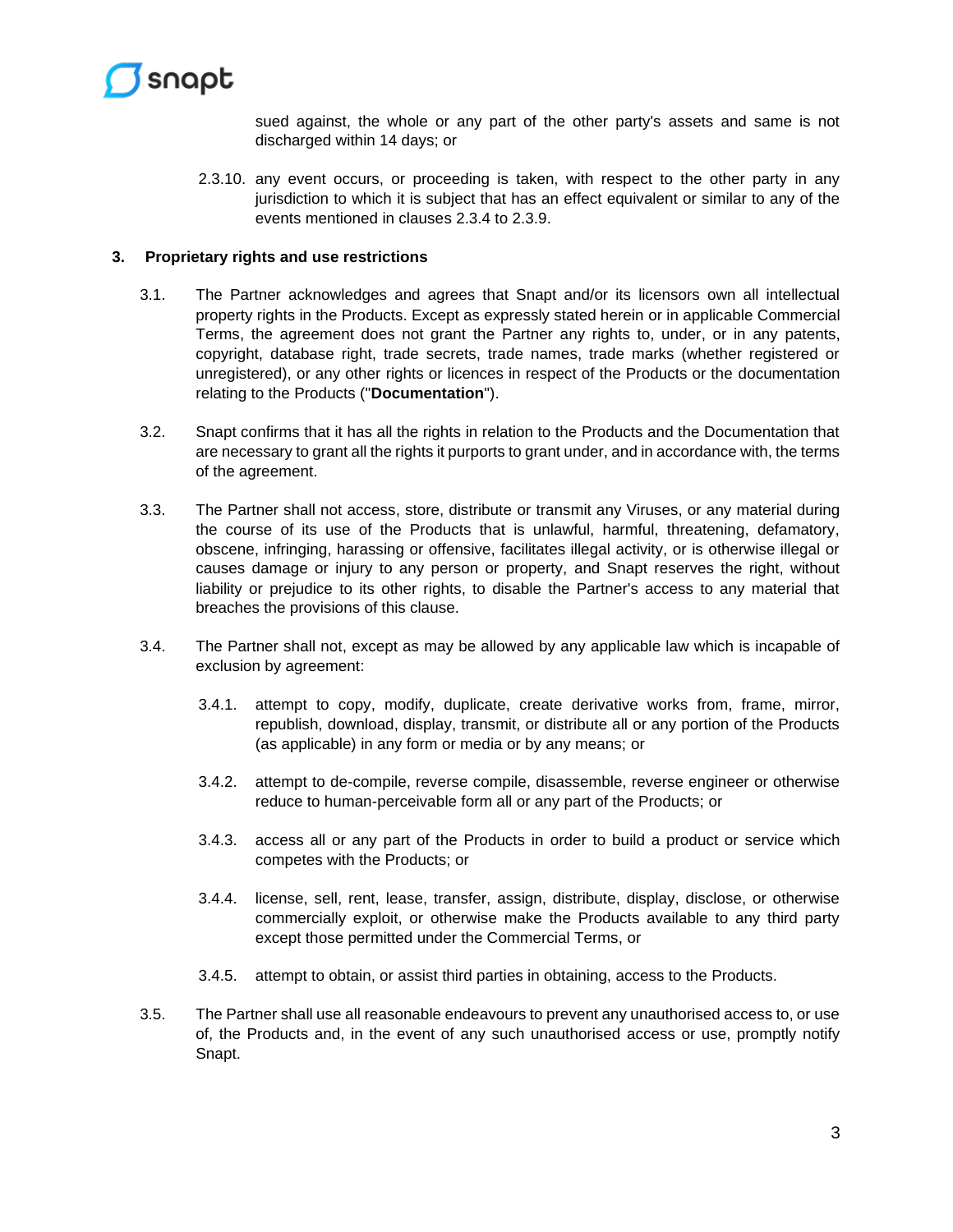sued against, the whole or any part of the other party's assets and same is not discharged within 14 days; or

2.3.10. any event occurs, or proceeding is taken, with respect to the other party in any jurisdiction to which it is subject that has an effect equivalent or similar to any of the events mentioned in clauses 2.3.4 to 2.3.9.

### 3. Proprietary rights and use restrictions

3.1. The Partner acknowledges and agrees that Snapt and/or its licensors own all intellectual property rights in the Products. Except as expressly stated herein or in applicable Commercial Terms, the agreement does not grant the Partner any rights to, under, or in any patents, copyright, database right, trade secrets, trade names, trade marks (whether registered or unregistered), or any other rights or licences in respect of the Products or the documentation relating to the Products ("**Documentation**").

3.2. Snapt confirms that it has all the rights in relation to the Products and the Documentation that are necessary to grant all the rights it purports to grant under, and in accordance with, the terms of the agreement.

3.3. The Partner shall not access, store, distribute or transmit any Viruses, or any material during the course of its use of the Products that is unlawful, harmful, threatening, defamatory, obscene, infringing, harassing or offensive, facilitates illegal activity, or is otherwise illegal or causes damage or injury to any person or property, and Snapt reserves the right, without liability or prejudice to its other rights, to disable the Partner's access to any material that breaches the provisions of this clause.

3.4. The Partner shall not, except as may be allowed by any applicable law which is incapable of exclusion by agreement:

3.4.1. attempt to copy, modify, duplicate, create derivative works from, frame, mirror, republish, download, display, transmit, or distribute all or any portion of the Products (as applicable) in any form or media or by any means; or

3.4.2. attempt to de-compile, reverse compile, disassemble, reverse engineer or otherwise reduce to human-perceivable form all or any part of the Products; or

3.4.3. access all or any part of the Products in order to build a product or service which competes with the Products; or

3.4.4. license, sell, rent, lease, transfer, assign, distribute, display, disclose, or otherwise commercially exploit, or otherwise make the Products available to any third party except those permitted under the Commercial Terms, or

3.4.5. attempt to obtain, or assist third parties in obtaining, access to the Products.

3.5. The Partner shall use all reasonable endeavours to prevent any unauthorised access to, or use of, the Products and, in the event of any such unauthorised access or use, promptly notify Snapt.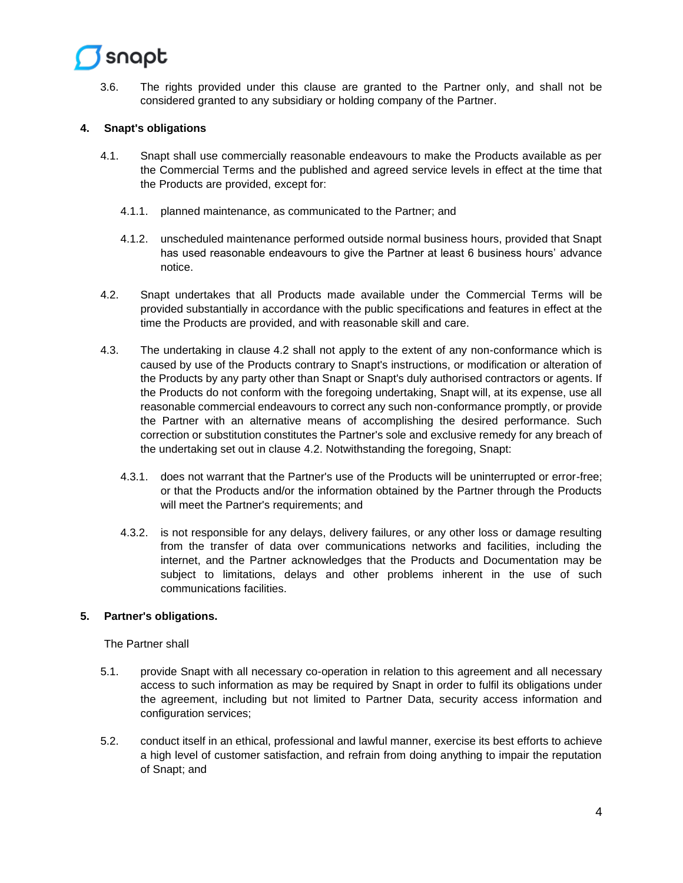3.6. The rights provided under this clause are granted to the Partner only, and shall not be considered granted to any subsidiary or holding company of the Partner.

## 4. Snapt's obligations

4.1. Snapt shall use commercially reasonable endeavours to make the Products available as per the Commercial Terms and the published and agreed service levels in effect at the time that the Products are provided, except for:

4.1.1. planned maintenance, as communicated to the Partner; and

4.1.2. unscheduled maintenance performed outside normal business hours, provided that Snapt has used reasonable endeavours to give the Partner at least 6 business hours' advance notice.

4.2. Snapt undertakes that all Products made available under the Commercial Terms will be provided substantially in accordance with the public specifications and features in effect at the time the Products are provided, and with reasonable skill and care.

4.3. The undertaking in clause 4.2 shall not apply to the extent of any non-conformance which is caused by use of the Products contrary to Snapt's instructions, or modification or alteration of the Products by any party other than Snapt or Snapt's duly authorised contractors or agents. If the Products do not conform with the foregoing undertaking, Snapt will, at its expense, use all reasonable commercial endeavours to correct any such non-conformance promptly, or provide the Partner with an alternative means of accomplishing the desired performance. Such correction or substitution constitutes the Partner's sole and exclusive remedy for any breach of the undertaking set out in clause 4.2. Notwithstanding the foregoing, Snapt:

4.3.1. does not warrant that the Partner's use of the Products will be uninterrupted or error-free; or that the Products and/or the information obtained by the Partner through the Products will meet the Partner's requirements; and

4.3.2. is not responsible for any delays, delivery failures, or any other loss or damage resulting from the transfer of data over communications networks and facilities, including the internet, and the Partner acknowledges that the Products and Documentation may be subject to limitations, delays and other problems inherent in the use of such communications facilities.

## 5. Partner's obligations.

The Partner shall

5.1. provide Snapt with all necessary co-operation in relation to this agreement and all necessary access to such information as may be required by Snapt in order to fulfil its obligations under the agreement, including but not limited to Partner Data, security access information and configuration services;

5.2. conduct itself in an ethical, professional and lawful manner, exercise its best efforts to achieve a high level of customer satisfaction, and refrain from doing anything to impair the reputation of Snapt; and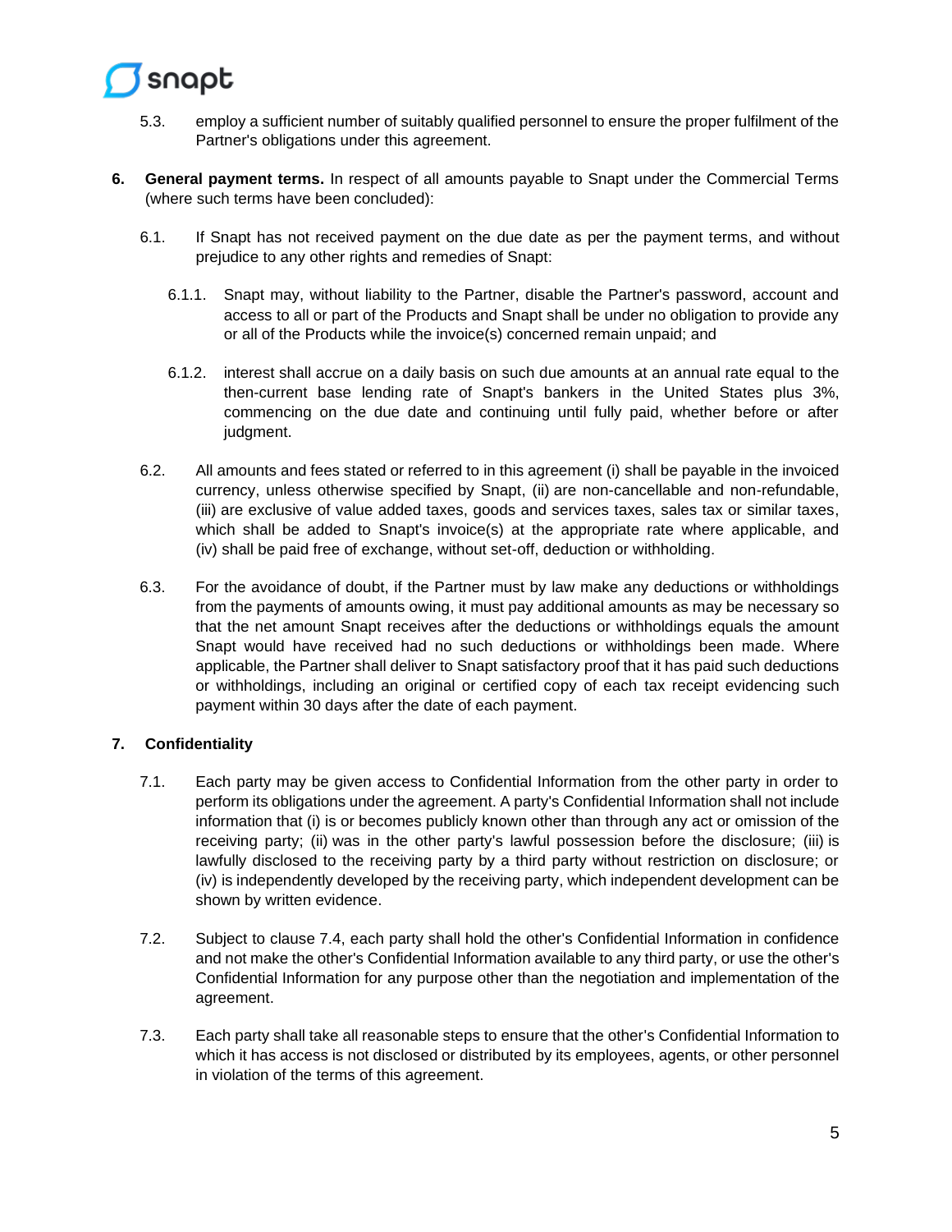5.3. employ a sufficient number of suitably qualified personnel to ensure the proper fulfilment of the Partner's obligations under this agreement.

6. **General payment terms.** In respect of all amounts payable to Snapt under the Commercial Terms (where such terms have been concluded):

6.1. If Snapt has not received payment on the due date as per the payment terms, and without prejudice to any other rights and remedies of Snapt:

6.1.1. Snapt may, without liability to the Partner, disable the Partner's password, account and access to all or part of the Products and Snapt shall be under no obligation to provide any or all of the Products while the invoice(s) concerned remain unpaid; and

6.1.2. interest shall accrue on a daily basis on such due amounts at an annual rate equal to the then-current base lending rate of Snapt's bankers in the United States plus 3%, commencing on the due date and continuing until fully paid, whether before or after judgment.

6.2. All amounts and fees stated or referred to in this agreement (i) shall be payable in the invoiced currency, unless otherwise specified by Snapt, (ii) are non-cancellable and non-refundable, (iii) are exclusive of value added taxes, goods and services taxes, sales tax or similar taxes, which shall be added to Snapt's invoice(s) at the appropriate rate where applicable, and (iv) shall be paid free of exchange, without set-off, deduction or withholding.

6.3. For the avoidance of doubt, if the Partner must by law make any deductions or withholdings from the payments of amounts owing, it must pay additional amounts as may be necessary so that the net amount Snapt receives after the deductions or withholdings equals the amount Snapt would have received had no such deductions or withholdings been made. Where applicable, the Partner shall deliver to Snapt satisfactory proof that it has paid such deductions or withholdings, including an original or certified copy of each tax receipt evidencing such payment within 30 days after the date of each payment.

7. **Confidentiality**

7.1. Each party may be given access to Confidential Information from the other party in order to perform its obligations under the agreement. A party's Confidential Information shall not include information that (i) is or becomes publicly known other than through any act or omission of the receiving party; (ii) was in the other party's lawful possession before the disclosure; (iii) is lawfully disclosed to the receiving party by a third party without restriction on disclosure; or (iv) is independently developed by the receiving party, which independent development can be shown by written evidence.

7.2. Subject to clause 7.4, each party shall hold the other's Confidential Information in confidence and not make the other's Confidential Information available to any third party, or use the other's Confidential Information for any purpose other than the negotiation and implementation of the agreement.

7.3. Each party shall take all reasonable steps to ensure that the other's Confidential Information to which it has access is not disclosed or distributed by its employees, agents, or other personnel in violation of the terms of this agreement.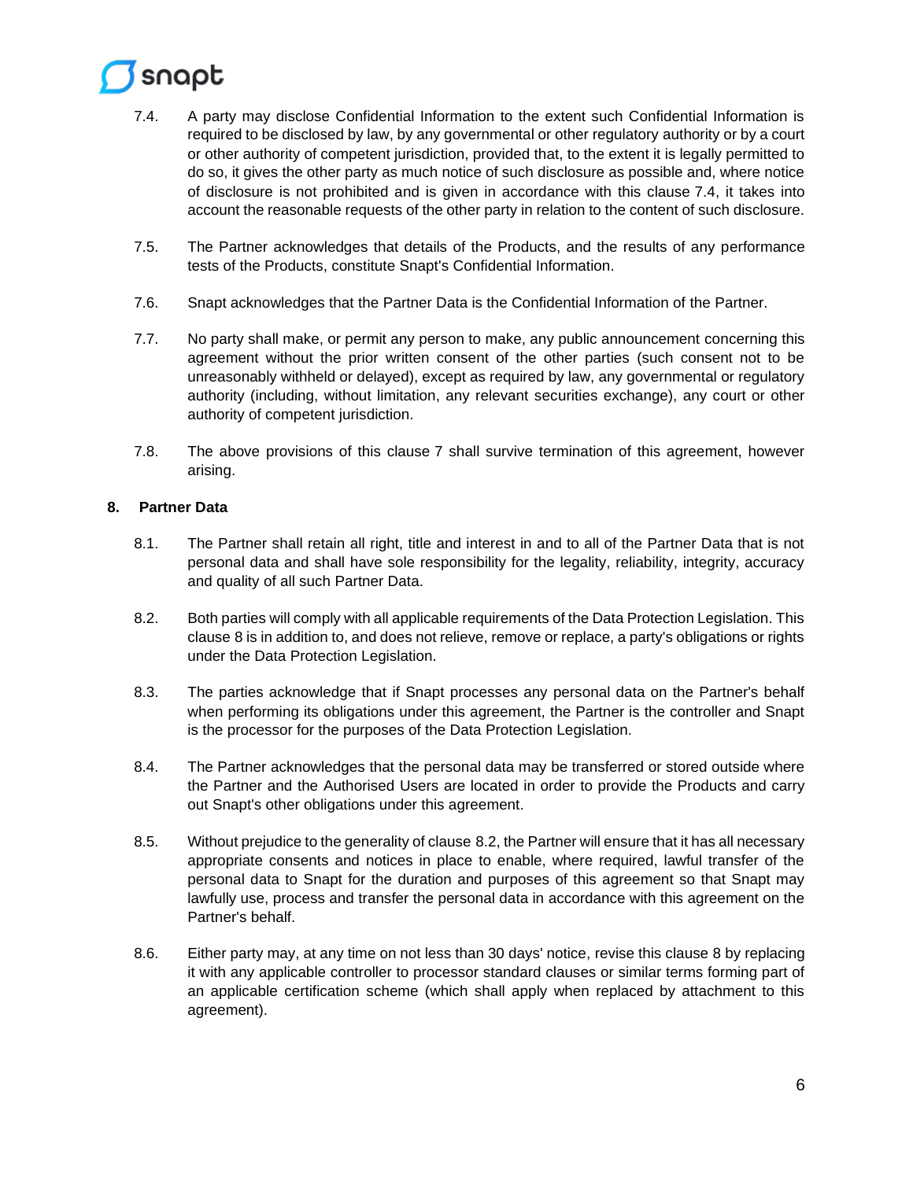7.4. A party may disclose Confidential Information to the extent such Confidential Information is required to be disclosed by law, by any governmental or other regulatory authority or by a court or other authority of competent jurisdiction, provided that, to the extent it is legally permitted to do so, it gives the other party as much notice of such disclosure as possible and, where notice of disclosure is not prohibited and is given in accordance with this clause 7.4, it takes into account the reasonable requests of the other party in relation to the content of such disclosure.

7.5. The Partner acknowledges that details of the Products, and the results of any performance tests of the Products, constitute Snapt's Confidential Information.

7.6. Snapt acknowledges that the Partner Data is the Confidential Information of the Partner.

7.7. No party shall make, or permit any person to make, any public announcement concerning this agreement without the prior written consent of the other parties (such consent not to be unreasonably withheld or delayed), except as required by law, any governmental or regulatory authority (including, without limitation, any relevant securities exchange), any court or other authority of competent jurisdiction.

7.8. The above provisions of this clause 7 shall survive termination of this agreement, however arising.

**8. Partner Data**

8.1. The Partner shall retain all right, title and interest in and to all of the Partner Data that is not personal data and shall have sole responsibility for the legality, reliability, integrity, accuracy and quality of all such Partner Data.

8.2. Both parties will comply with all applicable requirements of the Data Protection Legislation. This clause 8 is in addition to, and does not relieve, remove or replace, a party's obligations or rights under the Data Protection Legislation.

8.3. The parties acknowledge that if Snapt processes any personal data on the Partner's behalf when performing its obligations under this agreement, the Partner is the controller and Snapt is the processor for the purposes of the Data Protection Legislation.

8.4. The Partner acknowledges that the personal data may be transferred or stored outside where the Partner and the Authorised Users are located in order to provide the Products and carry out Snapt's other obligations under this agreement.

8.5. Without prejudice to the generality of clause 8.2, the Partner will ensure that it has all necessary appropriate consents and notices in place to enable, where required, lawful transfer of the personal data to Snapt for the duration and purposes of this agreement so that Snapt may lawfully use, process and transfer the personal data in accordance with this agreement on the Partner's behalf.

8.6. Either party may, at any time on not less than 30 days' notice, revise this clause 8 by replacing it with any applicable controller to processor standard clauses or similar terms forming part of an applicable certification scheme (which shall apply when replaced by attachment to this agreement).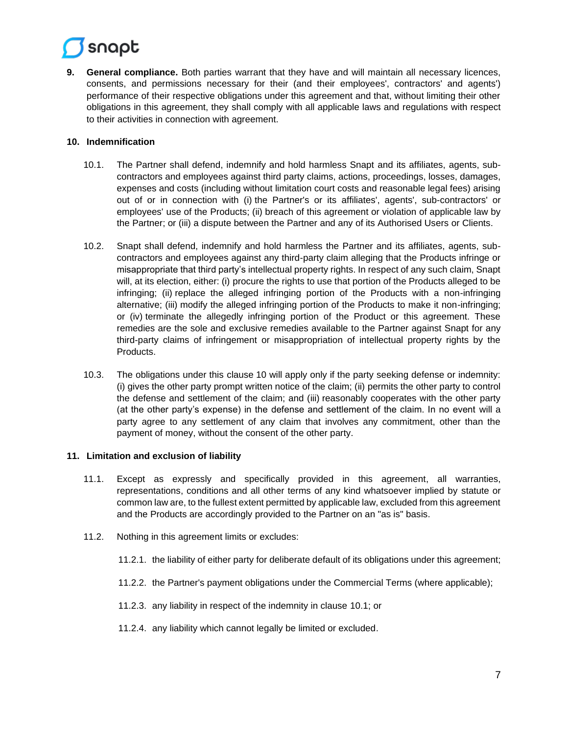**9. General compliance.** Both parties warrant that they have and will maintain all necessary licences, consents, and permissions necessary for their (and their employees', contractors' and agents') performance of their respective obligations under this agreement and that, without limiting their other obligations in this agreement, they shall comply with all applicable laws and regulations with respect to their activities in connection with agreement.

**10. Indemnification**

10.1. The Partner shall defend, indemnify and hold harmless Snapt and its affiliates, agents, sub-contractors and employees against third party claims, actions, proceedings, losses, damages, expenses and costs (including without limitation court costs and reasonable legal fees) arising out of or in connection with (i) the Partner's or its affiliates', agents', sub-contractors' or employees' use of the Products; (ii) breach of this agreement or violation of applicable law by the Partner; or (iii) a dispute between the Partner and any of its Authorised Users or Clients.

10.2. Snapt shall defend, indemnify and hold harmless the Partner and its affiliates, agents, sub-contractors and employees against any third-party claim alleging that the Products infringe or misappropriate that third party's intellectual property rights. In respect of any such claim, Snapt will, at its election, either: (i) procure the rights to use that portion of the Products alleged to be infringing; (ii) replace the alleged infringing portion of the Products with a non-infringing alternative; (iii) modify the alleged infringing portion of the Products to make it non-infringing; or (iv) terminate the allegedly infringing portion of the Product or this agreement. These remedies are the sole and exclusive remedies available to the Partner against Snapt for any third-party claims of infringement or misappropriation of intellectual property rights by the Products.

10.3. The obligations under this clause 10 will apply only if the party seeking defense or indemnity: (i) gives the other party prompt written notice of the claim; (ii) permits the other party to control the defense and settlement of the claim; and (iii) reasonably cooperates with the other party (at the other party's expense) in the defense and settlement of the claim. In no event will a party agree to any settlement of any claim that involves any commitment, other than the payment of money, without the consent of the other party.

**11. Limitation and exclusion of liability**

11.1. Except as expressly and specifically provided in this agreement, all warranties, representations, conditions and all other terms of any kind whatsoever implied by statute or common law are, to the fullest extent permitted by applicable law, excluded from this agreement and the Products are accordingly provided to the Partner on an "as is" basis.

11.2. Nothing in this agreement limits or excludes:

11.2.1. the liability of either party for deliberate default of its obligations under this agreement;

11.2.2. the Partner's payment obligations under the Commercial Terms (where applicable);

11.2.3. any liability in respect of the indemnity in clause 10.1; or

11.2.4. any liability which cannot legally be limited or excluded.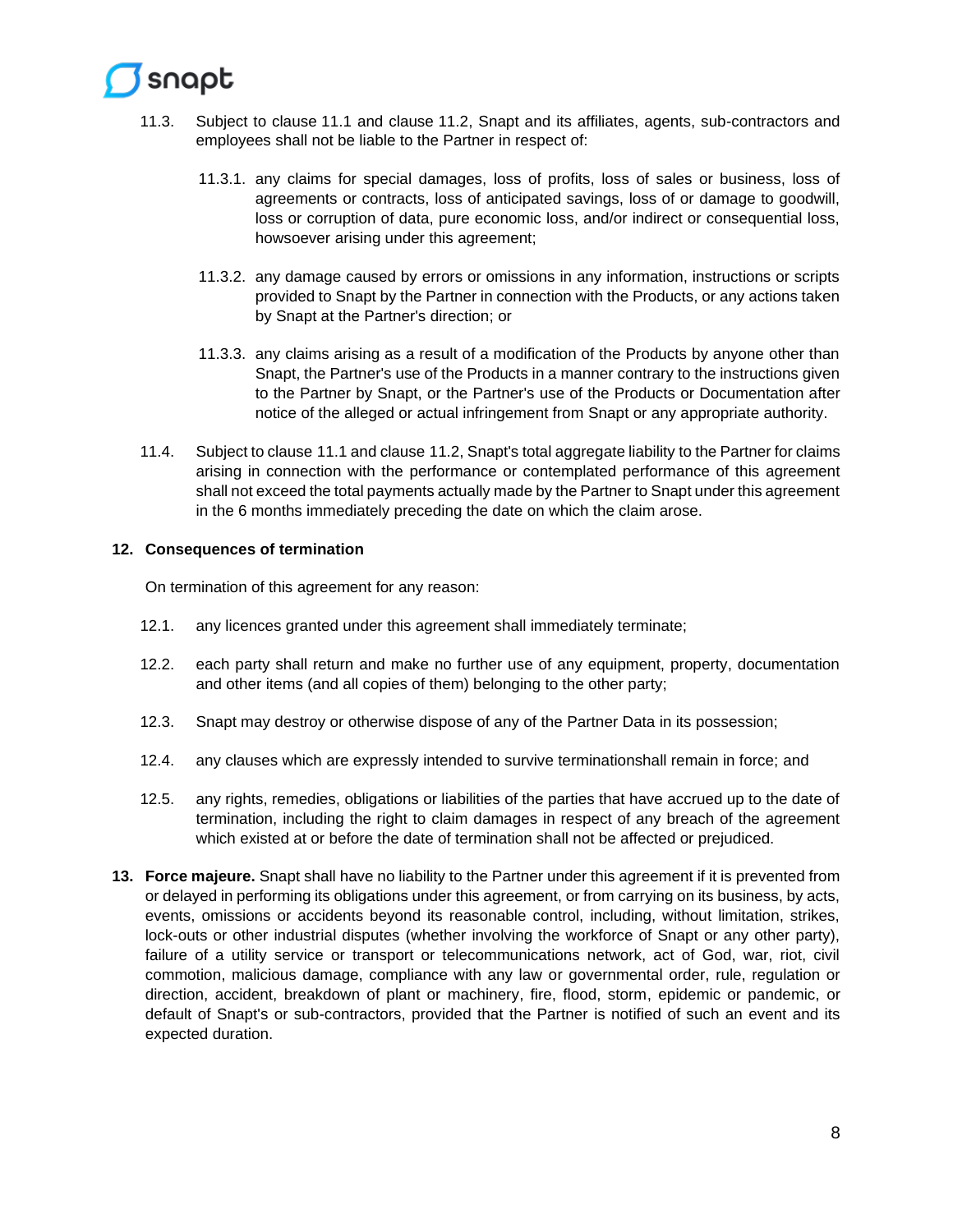11.3. Subject to clause 11.1 and clause 11.2, Snapt and its affiliates, agents, sub-contractors and employees shall not be liable to the Partner in respect of:

11.3.1. any claims for special damages, loss of profits, loss of sales or business, loss of agreements or contracts, loss of anticipated savings, loss of or damage to goodwill, loss or corruption of data, pure economic loss, and/or indirect or consequential loss, howsoever arising under this agreement;

11.3.2. any damage caused by errors or omissions in any information, instructions or scripts provided to Snapt by the Partner in connection with the Products, or any actions taken by Snapt at the Partner's direction; or

11.3.3. any claims arising as a result of a modification of the Products by anyone other than Snapt, the Partner's use of the Products in a manner contrary to the instructions given to the Partner by Snapt, or the Partner's use of the Products or Documentation after notice of the alleged or actual infringement from Snapt or any appropriate authority.

11.4. Subject to clause 11.1 and clause 11.2, Snapt's total aggregate liability to the Partner for claims arising in connection with the performance or contemplated performance of this agreement shall not exceed the total payments actually made by the Partner to Snapt under this agreement in the 6 months immediately preceding the date on which the claim arose.

**12. Consequences of termination**

On termination of this agreement for any reason:

12.1. any licences granted under this agreement shall immediately terminate;

12.2. each party shall return and make no further use of any equipment, property, documentation and other items (and all copies of them) belonging to the other party;

12.3. Snapt may destroy or otherwise dispose of any of the Partner Data in its possession;

12.4. any clauses which are expressly intended to survive terminationshall remain in force; and

12.5. any rights, remedies, obligations or liabilities of the parties that have accrued up to the date of termination, including the right to claim damages in respect of any breach of the agreement which existed at or before the date of termination shall not be affected or prejudiced.

**13. Force majeure.** Snapt shall have no liability to the Partner under this agreement if it is prevented from or delayed in performing its obligations under this agreement, or from carrying on its business, by acts, events, omissions or accidents beyond its reasonable control, including, without limitation, strikes, lock-outs or other industrial disputes (whether involving the workforce of Snapt or any other party), failure of a utility service or transport or telecommunications network, act of God, war, riot, civil commotion, malicious damage, compliance with any law or governmental order, rule, regulation or direction, accident, breakdown of plant or machinery, fire, flood, storm, epidemic or pandemic, or default of Snapt's or sub-contractors, provided that the Partner is notified of such an event and its expected duration.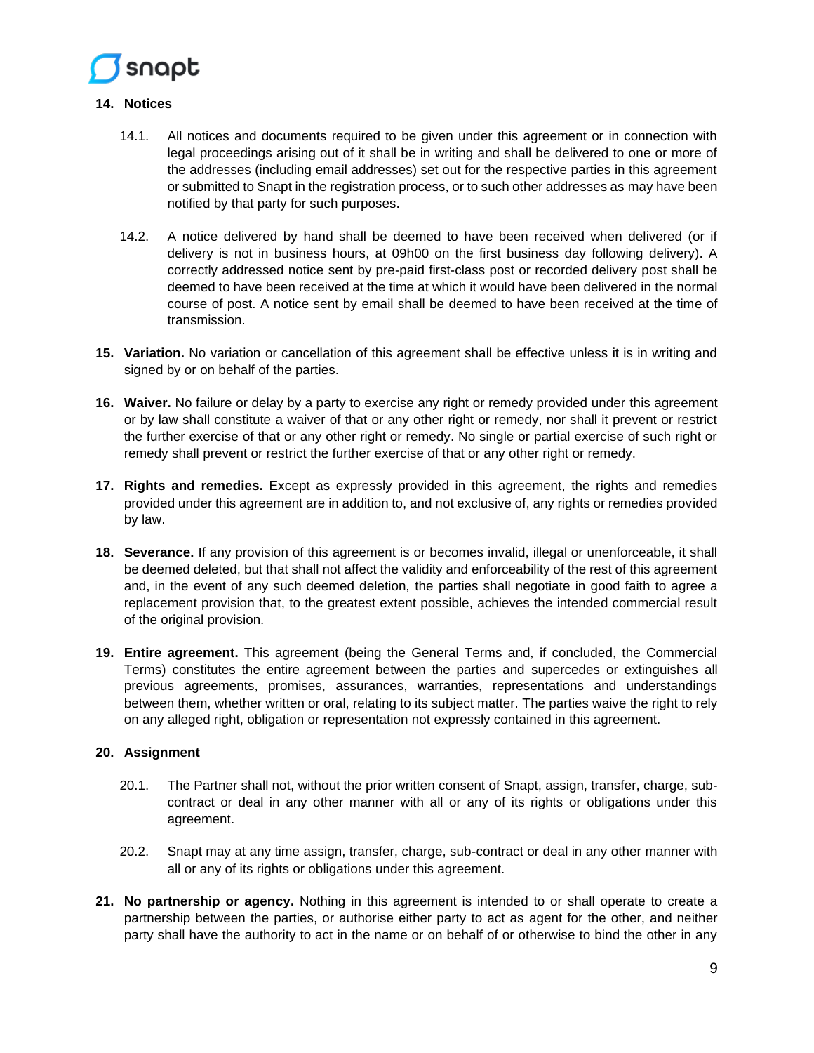**14. Notices**

14.1. All notices and documents required to be given under this agreement or in connection with legal proceedings arising out of it shall be in writing and shall be delivered to one or more of the addresses (including email addresses) set out for the respective parties in this agreement or submitted to Snapt in the registration process, or to such other addresses as may have been notified by that party for such purposes.

14.2. A notice delivered by hand shall be deemed to have been received when delivered (or if delivery is not in business hours, at 09h00 on the first business day following delivery). A correctly addressed notice sent by pre-paid first-class post or recorded delivery post shall be deemed to have been received at the time at which it would have been delivered in the normal course of post. A notice sent by email shall be deemed to have been received at the time of transmission.

**15. Variation.** No variation or cancellation of this agreement shall be effective unless it is in writing and signed by or on behalf of the parties.

**16. Waiver.** No failure or delay by a party to exercise any right or remedy provided under this agreement or by law shall constitute a waiver of that or any other right or remedy, nor shall it prevent or restrict the further exercise of that or any other right or remedy. No single or partial exercise of such right or remedy shall prevent or restrict the further exercise of that or any other right or remedy.

**17. Rights and remedies.** Except as expressly provided in this agreement, the rights and remedies provided under this agreement are in addition to, and not exclusive of, any rights or remedies provided by law.

**18. Severance.** If any provision of this agreement is or becomes invalid, illegal or unenforceable, it shall be deemed deleted, but that shall not affect the validity and enforceability of the rest of this agreement and, in the event of any such deemed deletion, the parties shall negotiate in good faith to agree a replacement provision that, to the greatest extent possible, achieves the intended commercial result of the original provision.

**19. Entire agreement.** This agreement (being the General Terms and, if concluded, the Commercial Terms) constitutes the entire agreement between the parties and supercedes or extinguishes all previous agreements, promises, assurances, warranties, representations and understandings between them, whether written or oral, relating to its subject matter. The parties waive the right to rely on any alleged right, obligation or representation not expressly contained in this agreement.

**20. Assignment**

20.1. The Partner shall not, without the prior written consent of Snapt, assign, transfer, charge, sub-contract or deal in any other manner with all or any of its rights or obligations under this agreement.

20.2. Snapt may at any time assign, transfer, charge, sub-contract or deal in any other manner with all or any of its rights or obligations under this agreement.

**21. No partnership or agency.** Nothing in this agreement is intended to or shall operate to create a partnership between the parties, or authorise either party to act as agent for the other, and neither party shall have the authority to act in the name or on behalf of or otherwise to bind the other in any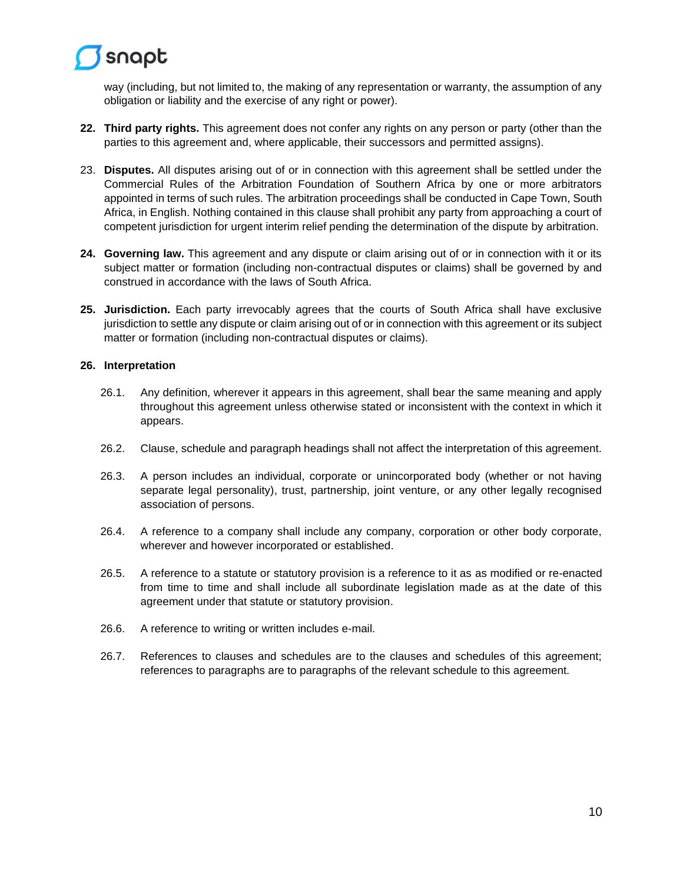way (including, but not limited to, the making of any representation or warranty, the assumption of any obligation or liability and the exercise of any right or power).

22. **Third party rights.** This agreement does not confer any rights on any person or party (other than the parties to this agreement and, where applicable, their successors and permitted assigns).

23. **Disputes.** All disputes arising out of or in connection with this agreement shall be settled under the Commercial Rules of the Arbitration Foundation of Southern Africa by one or more arbitrators appointed in terms of such rules. The arbitration proceedings shall be conducted in Cape Town, South Africa, in English. Nothing contained in this clause shall prohibit any party from approaching a court of competent jurisdiction for urgent interim relief pending the determination of the dispute by arbitration.

24. **Governing law.** This agreement and any dispute or claim arising out of or in connection with it or its subject matter or formation (including non-contractual disputes or claims) shall be governed by and construed in accordance with the laws of South Africa.

25. **Jurisdiction.** Each party irrevocably agrees that the courts of South Africa shall have exclusive jurisdiction to settle any dispute or claim arising out of or in connection with this agreement or its subject matter or formation (including non-contractual disputes or claims).

26. **Interpretation**

    26.1. Any definition, wherever it appears in this agreement, shall bear the same meaning and apply throughout this agreement unless otherwise stated or inconsistent with the context in which it appears.

    26.2. Clause, schedule and paragraph headings shall not affect the interpretation of this agreement.

    26.3. A person includes an individual, corporate or unincorporated body (whether or not having separate legal personality), trust, partnership, joint venture, or any other legally recognised association of persons.

    26.4. A reference to a company shall include any company, corporation or other body corporate, wherever and however incorporated or established.

    26.5. A reference to a statute or statutory provision is a reference to it as as modified or re-enacted from time to time and shall include all subordinate legislation made as at the date of this agreement under that statute or statutory provision.

    26.6. A reference to writing or written includes e-mail.

    26.7. References to clauses and schedules are to the clauses and schedules of this agreement; references to paragraphs are to paragraphs of the relevant schedule to this agreement.